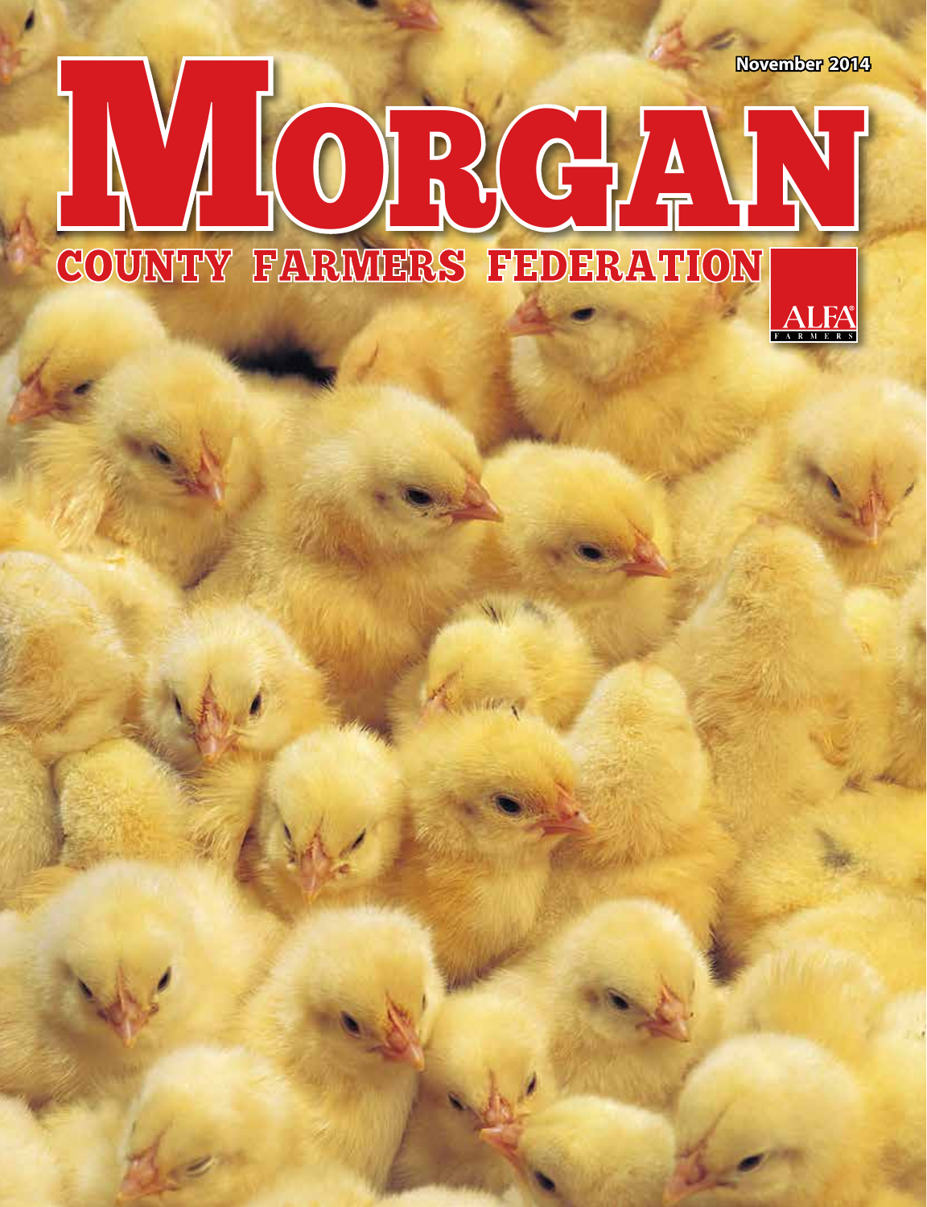November 2014

# MORGAN

## COUNTY FARMERS FEDERATION

ALFA FARMERS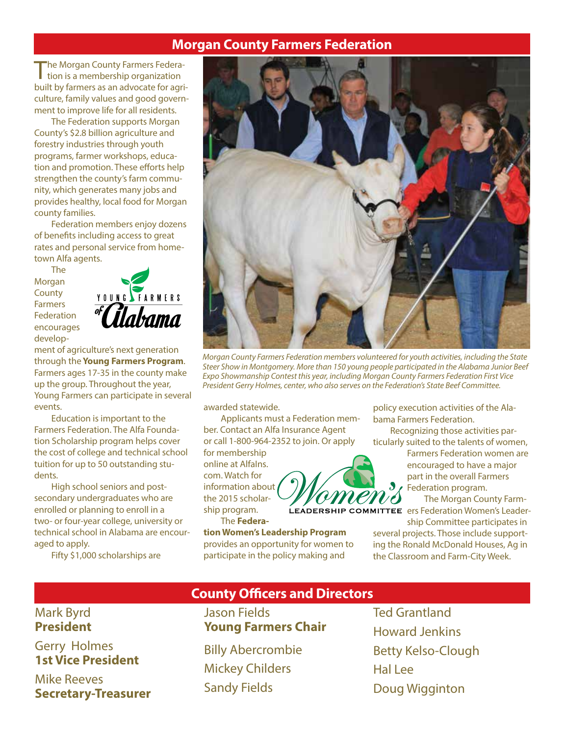## Morgan County Farmers Federation

The Morgan County Farmers Federation is a membership organization built by farmers as an advocate for agriculture, family values and good government to improve life for all residents.

The Federation supports Morgan County's $2.8 billion agriculture and forestry industries through youth programs, farmer workshops, education and promotion. These efforts help strengthen the county's farm community, which generates many jobs and provides healthy, local food for Morgan county families.

Federation members enjoy dozens of benefits including access to great rates and personal service from hometown Alfa agents.

The Morgan County Farmers Federation encourages development of agriculture's next generation through the **Young Farmers Program**. Farmers ages 17-35 in the county make up the group. Throughout the year, Young Farmers can participate in several events.

Education is important to the Farmers Federation. The Alfa Foundation Scholarship program helps cover the cost of college and technical school tuition for up to 50 outstanding students.

High school seniors and post-secondary undergraduates who are enrolled or planning to enroll in a two- or four-year college, university or technical school in Alabama are encouraged to apply.

Fifty $1,000 scholarships are awarded statewide.

Applicants must a Federation member. Contact an Alfa Insurance Agent or call 1-800-964-2352 to join. Or apply for membership online at AlfaIns.com. Watch for information about the 2015 scholarship program.

The **Federation Women's Leadership Program** provides an opportunity for women to participate in the policy making and policy execution activities of the Alabama Farmers Federation.

Recognizing those activities particularly suited to the talents of women, Farmers Federation women are encouraged to have a major part in the overall Farmers Federation program.

The Morgan County Farmers Federation Women's Leadership Committee participates in several projects. Those include supporting the Ronald McDonald Houses, Ag in the Classroom and Farm-City Week.

*Morgan County Farmers Federation members volunteered for youth activities, including the State Steer Show in Montgomery. More than 150 young people participated in the Alabama Junior Beef Expo Showmanship Contest this year, including Morgan County Farmers Federation First Vice President Gerry Holmes, center, who also serves on the Federation's State Beef Committee.*

## County Officers and Directors

Mark Byrd
**President**

Gerry Holmes
**1st Vice President**

Mike Reeves
**Secretary-Treasurer**

Jason Fields
**Young Farmers Chair**

Billy Abercrombie

Mickey Childers

Sandy Fields

Ted Grantland

Howard Jenkins

Betty Kelso-Clough

Hal Lee

Doug Wigginton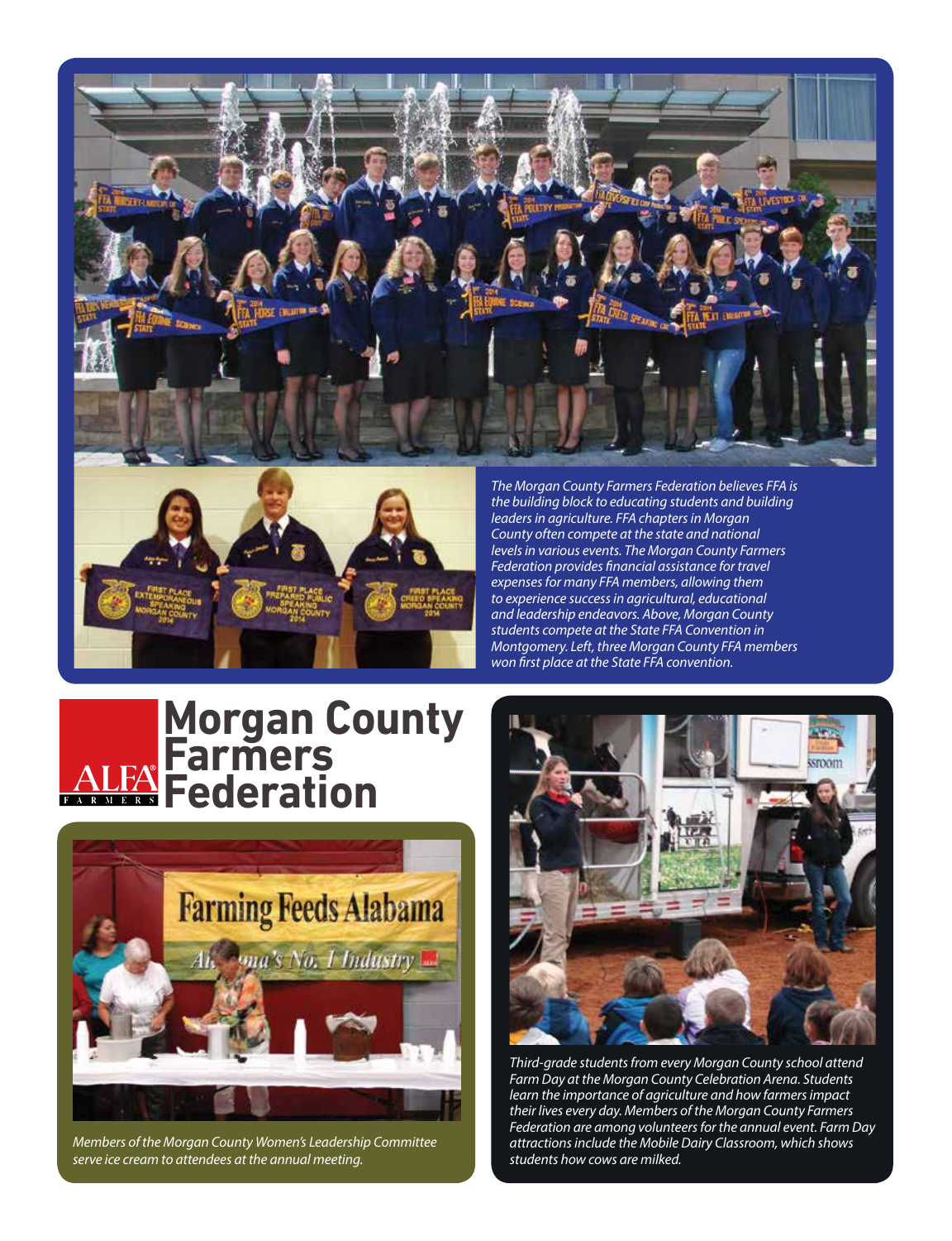*The Morgan County Farmers Federation believes FFA is the building block to educating students and building leaders in agriculture. FFA chapters in Morgan County often compete at the state and national levels in various events. The Morgan County Farmers Federation provides financial assistance for travel expenses for many FFA members, allowing them to experience success in agricultural, educational and leadership endeavors. Above, Morgan County students compete at the State FFA Convention in Montgomery. Left, three Morgan County FFA members won first place at the State FFA convention.*

# Morgan County Farmers Federation

*Members of the Morgan County Women's Leadership Committee serve ice cream to attendees at the annual meeting.*

*Third-grade students from every Morgan County school attend Farm Day at the Morgan County Celebration Arena. Students learn the importance of agriculture and how farmers impact their lives every day. Members of the Morgan County Farmers Federation are among volunteers for the annual event. Farm Day attractions include the Mobile Dairy Classroom, which shows students how cows are milked.*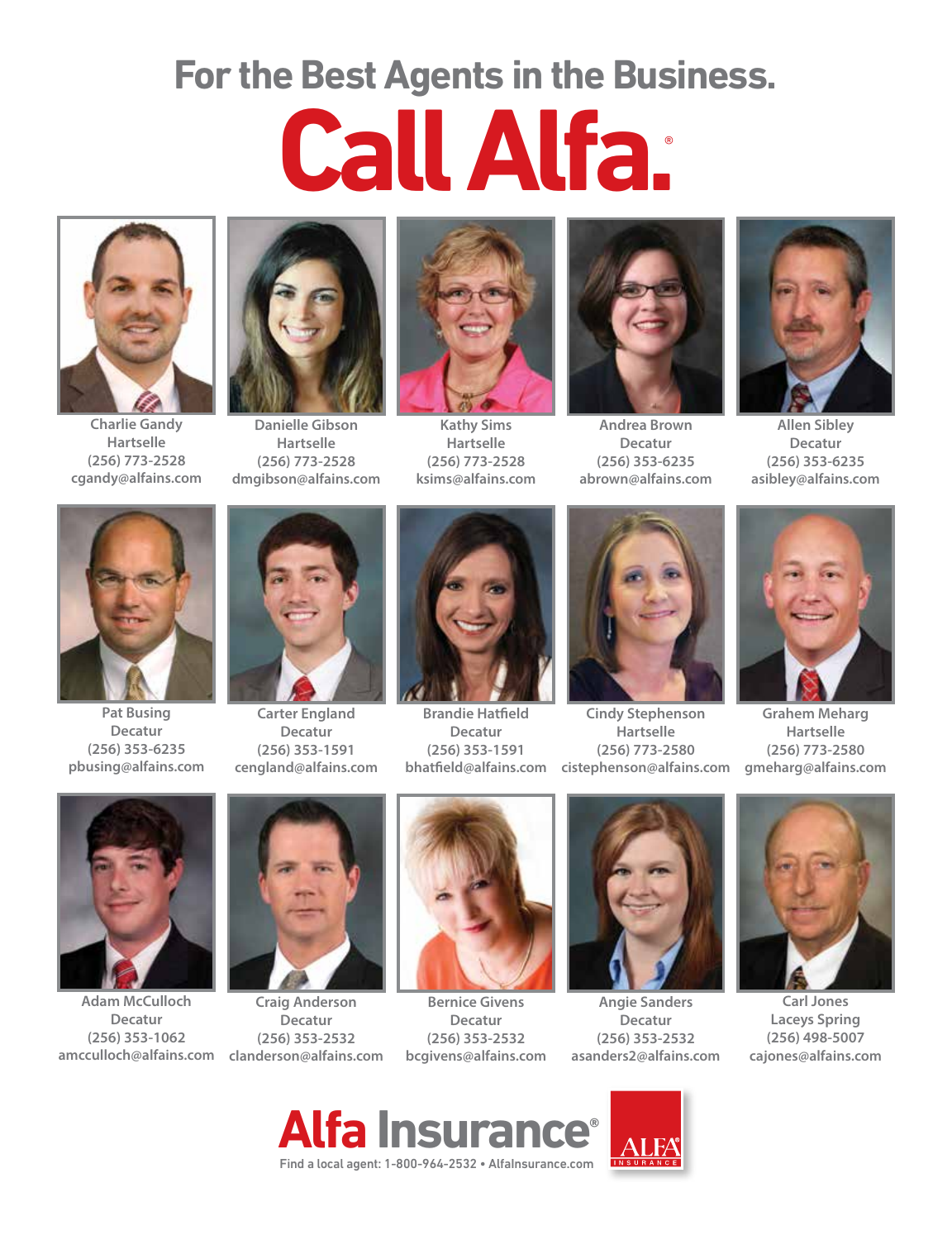# For the Best Agents in the Business.

# Call Alfa.®

Charlie Gandy
Hartselle
(256) 773-2528
cgandy@alfains.com

Danielle Gibson
Hartselle
(256) 773-2528
dmgibson@alfains.com

Kathy Sims
Hartselle
(256) 773-2528
ksims@alfains.com

Andrea Brown
Decatur
(256) 353-6235
abrown@alfains.com

Allen Sibley
Decatur
(256) 353-6235
asibley@alfains.com

Pat Busing
Decatur
(256) 353-6235
pbusing@alfains.com

Carter England
Decatur
(256) 353-1591
cengland@alfains.com

Brandie Hatfield
Decatur
(256) 353-1591
bhatfield@alfains.com

Cindy Stephenson
Hartselle
(256) 773-2580
cistephenson@alfains.com

Grahem Meharg
Hartselle
(256) 773-2580
gmeharg@alfains.com

Adam McCulloch
Decatur
(256) 353-1062
amcculloch@alfains.com

Craig Anderson
Decatur
(256) 353-2532
clanderson@alfains.com

Bernice Givens
Decatur
(256) 353-2532
bcgivens@alfains.com

Angie Sanders
Decatur
(256) 353-2532
asanders2@alfains.com

Carl Jones
Laceys Spring
(256) 498-5007
cajones@alfains.com

**Alfa Insurance®**

Find a local agent: 1-800-964-2532 • AlfaInsurance.com

ALFA INSURANCE